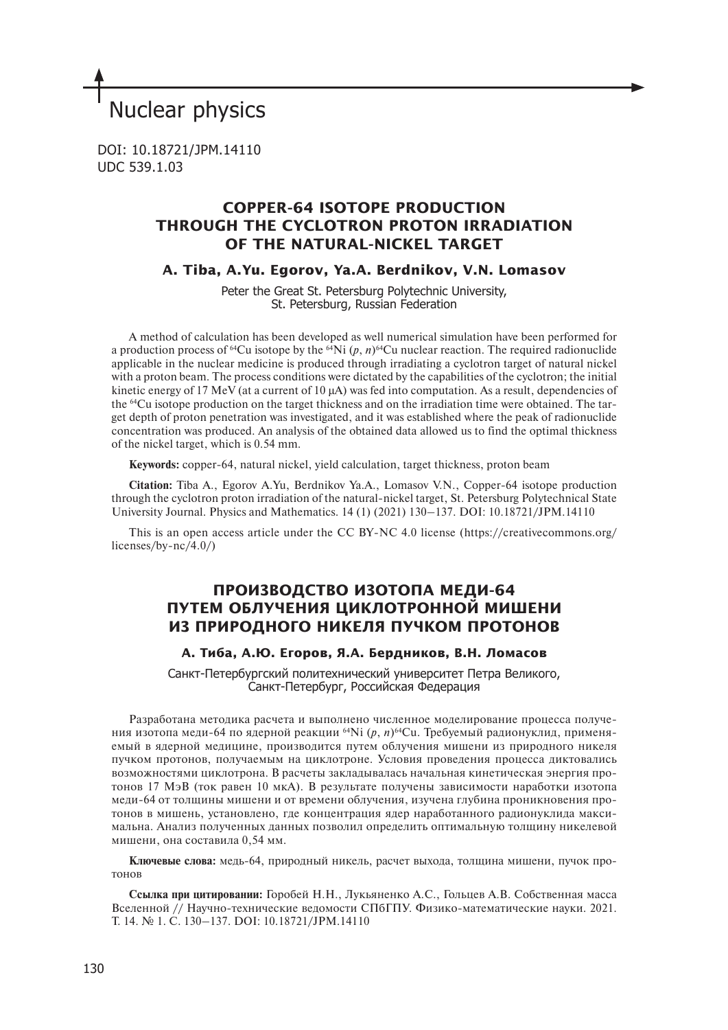# Nuclear physics

DOI: 10.18721/JPM.14110
UDC 539.1.03

## COPPER-64 ISOTOPE PRODUCTION THROUGH THE CYCLOTRON PROTON IRRADIATION OF THE NATURAL-NICKEL TARGET

**A. Tiba, A.Yu. Egorov, Ya.A. Berdnikov, V.N. Lomasov**

Peter the Great St. Petersburg Polytechnic University, St. Petersburg, Russian Federation

A method of calculation has been developed as well numerical simulation have been performed for a production process of $^{64}$Cu isotope by the $^{64}$Ni (*p*, *n*)$^{64}$Cu nuclear reaction. The required radionuclide applicable in the nuclear medicine is produced through irradiating a cyclotron target of natural nickel with a proton beam. The process conditions were dictated by the capabilities of the cyclotron; the initial kinetic energy of 17 MeV (at a current of 10 μA) was fed into computation. As a result, dependencies of the $^{64}$Cu isotope production on the target thickness and on the irradiation time were obtained. The target depth of proton penetration was investigated, and it was established where the peak of radionuclide concentration was produced. An analysis of the obtained data allowed us to find the optimal thickness of the nickel target, which is 0.54 mm.

**Keywords:** copper-64, natural nickel, yield calculation, target thickness, proton beam

**Citation:** Tiba A., Egorov A.Yu, Berdnikov Ya.A., Lomasov V.N., Copper-64 isotope production through the cyclotron proton irradiation of the natural-nickel target, St. Petersburg Polytechnical State University Journal. Physics and Mathematics. 14 (1) (2021) 130–137. DOI: 10.18721/JPM.14110

This is an open access article under the CC BY-NC 4.0 license (https://creativecommons.org/licenses/by-nc/4.0/)

## ПРОИЗВОДСТВО ИЗОТОПА МЕДИ-64 ПУТЕМ ОБЛУЧЕНИЯ ЦИКЛОТРОННОЙ МИШЕНИ ИЗ ПРИРОДНОГО НИКЕЛЯ ПУЧКОМ ПРОТОНОВ

**А. Тиба, А.Ю. Егоров, Я.А. Бердников, В.Н. Ломасов**

Санкт-Петербургский политехнический университет Петра Великого, Санкт-Петербург, Российская Федерация

Разработана методика расчета и выполнено численное моделирование процесса получения изотопа меди-64 по ядерной реакции $^{64}$Ni (*p*, *n*)$^{64}$Cu. Требуемый радионуклид, применяемый в ядерной медицине, производится путем облучения мишени из природного никеля пучком протонов, получаемым на циклотроне. Условия проведения процесса диктовались возможностями циклотрона. В расчеты закладывалась начальная кинетическая энергия протонов 17 МэВ (ток равен 10 мкА). В результате получены зависимости наработки изотопа меди-64 от толщины мишени и от времени облучения, изучена глубина проникновения протонов в мишень, установлено, где концентрация ядер наработанного радионуклида максимальна. Анализ полученных данных позволил определить оптимальную толщину никелевой мишени, она составила 0,54 мм.

**Ключевые слова:** медь-64, природный никель, расчет выхода, толщина мишени, пучок протонов

**Ссылка при цитировании:** Горобей Н.Н., Лукьяненко А.С., Гольцев А.В. Собственная масса Вселенной // Научно-технические ведомости СПбГПУ. Физико-математические науки. 2021. Т. 14. № 1. С. 130–137. DOI: 10.18721/JPM.14110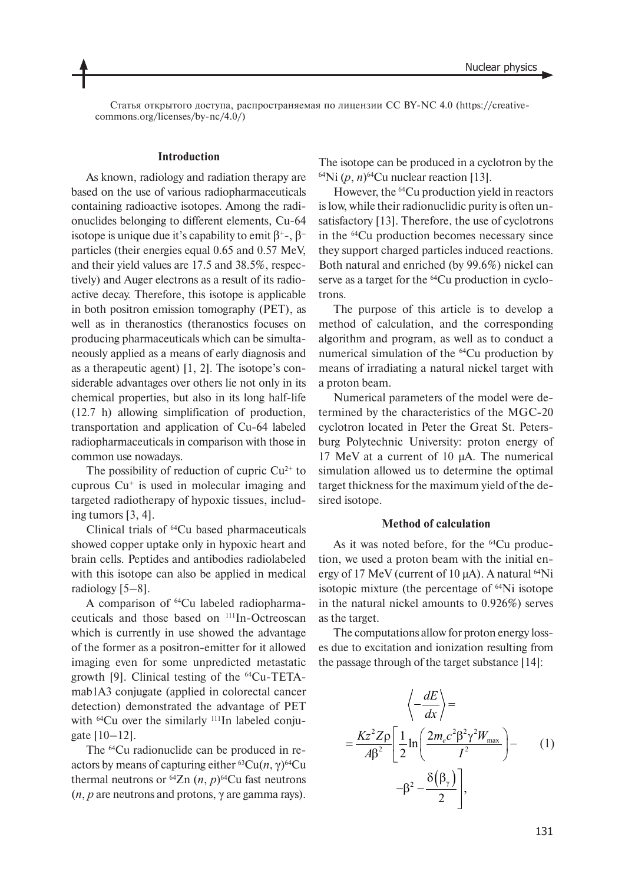Статья открытого доступа, распространяемая по лицензии CC BY-NC 4.0 (https://creativecommons.org/licenses/by-nc/4.0/)

## Introduction

As known, radiology and radiation therapy are based on the use of various radiopharmaceuticals containing radioactive isotopes. Among the radionuclides belonging to different elements, Cu-64 isotope is unique due it's capability to emit $\beta^+$-, $\beta^-$ particles (their energies equal 0.65 and 0.57 MeV, and their yield values are 17.5 and 38.5%, respectively) and Auger electrons as a result of its radioactive decay. Therefore, this isotope is applicable in both positron emission tomography (PET), as well as in theranostics (theranostics focuses on producing pharmaceuticals which can be simultaneously applied as a means of early diagnosis and as a therapeutic agent) [1, 2]. The isotope's considerable advantages over others lie not only in its chemical properties, but also in its long half-life (12.7 h) allowing simplification of production, transportation and application of Cu-64 labeled radiopharmaceuticals in comparison with those in common use nowadays.

The possibility of reduction of cupric $Cu^{2+}$ to cuprous $Cu^{+}$ is used in molecular imaging and targeted radiotherapy of hypoxic tissues, including tumors [3, 4].

Clinical trials of $^{64}$Cu based pharmaceuticals showed copper uptake only in hypoxic heart and brain cells. Peptides and antibodies radiolabeled with this isotope can also be applied in medical radiology [5–8].

A comparison of $^{64}$Cu labeled radiopharmaceuticals and those based on $^{111}$In-Octreoscan which is currently in use showed the advantage of the former as a positron-emitter for it allowed imaging even for some unpredicted metastatic growth [9]. Clinical testing of the $^{64}$Cu-TETA-mab1A3 conjugate (applied in colorectal cancer detection) demonstrated the advantage of PET with $^{64}$Cu over the similarly $^{111}$In labeled conjugate [10–12].

The $^{64}$Cu radionuclide can be produced in reactors by means of capturing either $^{63}$Cu$(n, \gamma)^{64}$Cu thermal neutrons or $^{64}$Zn $(n, p)^{64}$Cu fast neutrons ($n$, $p$ are neutrons and protons, $\gamma$ are gamma rays). The isotope can be produced in a cyclotron by the $^{64}$Ni $(p, n)^{64}$Cu nuclear reaction [13].

However, the $^{64}$Cu production yield in reactors is low, while their radionuclidic purity is often unsatisfactory [13]. Therefore, the use of cyclotrons in the $^{64}$Cu production becomes necessary since they support charged particles induced reactions. Both natural and enriched (by 99.6%) nickel can serve as a target for the $^{64}$Cu production in cyclotrons.

The purpose of this article is to develop a method of calculation, and the corresponding algorithm and program, as well as to conduct a numerical simulation of the $^{64}$Cu production by means of irradiating a natural nickel target with a proton beam.

Numerical parameters of the model were determined by the characteristics of the MGC-20 cyclotron located in Peter the Great St. Petersburg Polytechnic University: proton energy of 17 MeV at a current of 10 μA. The numerical simulation allowed us to determine the optimal target thickness for the maximum yield of the desired isotope.

## Method of calculation

As it was noted before, for the $^{64}$Cu production, we used a proton beam with the initial energy of 17 MeV (current of 10 μA). A natural $^{64}$Ni isotopic mixture (the percentage of $^{64}$Ni isotope in the natural nickel amounts to 0.926%) serves as the target.

The computations allow for proton energy losses due to excitation and ionization resulting from the passage through of the target substance [14]:

$$\left\langle -\frac{dE}{dx} \right\rangle = \frac{Kz^2 Z\rho}{A\beta^2}\left[\frac{1}{2}\ln\left(\frac{2m_e c^2\beta^2\gamma^2 W_{\max}}{I^2}\right) - \beta^2 - \frac{\delta(\beta_\gamma)}{2}\right], \quad (1)$$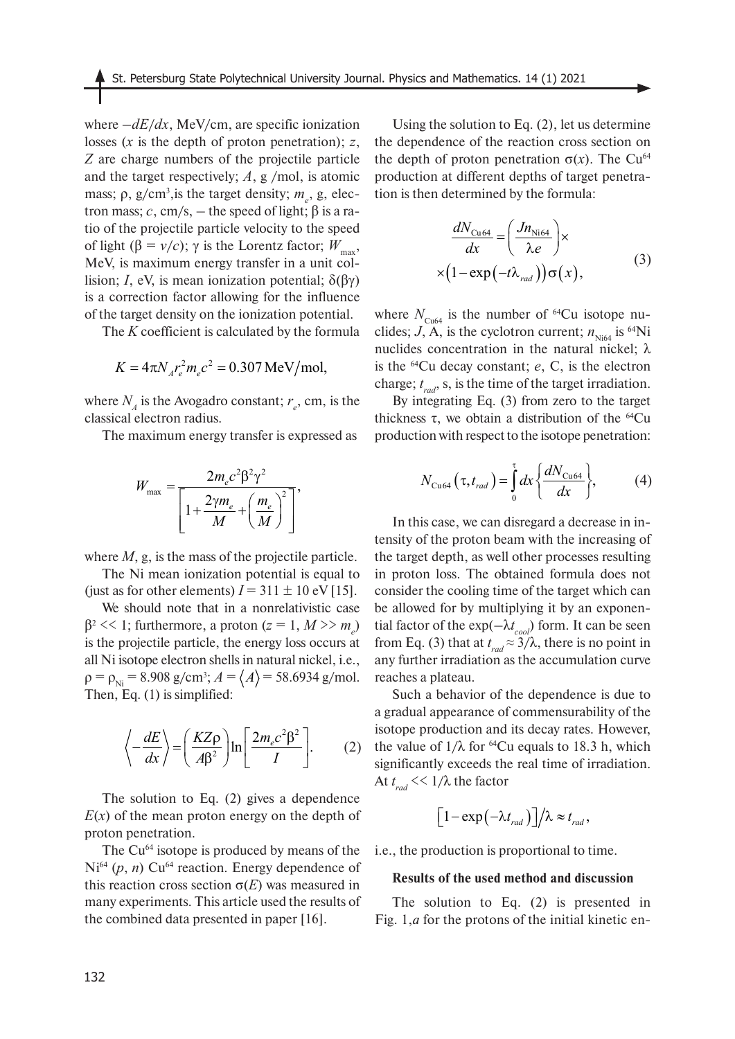where $-dE/dx$, MeV/cm, are specific ionization losses ($x$ is the depth of proton penetration); $z$, $Z$ are charge numbers of the projectile particle and the target respectively; $A$, g /mol, is atomic mass; $\rho$, g/cm$^3$,is the target density; $m_e$, g, electron mass; $c$, cm/s, – the speed of light; $\beta$ is a ratio of the projectile particle velocity to the speed of light ($\beta = v/c$); $\gamma$ is the Lorentz factor; $W_{max}$, MeV, is maximum energy transfer in a unit collision; $I$, eV, is mean ionization potential; $\delta(\beta\gamma)$ is a correction factor allowing for the influence of the target density on the ionization potential.

The $K$ coefficient is calculated by the formula

$$K = 4\pi N_A r_e^2 m_e c^2 = 0.307\,\text{MeV/mol},$$

where $N_A$ is the Avogadro constant; $r_e$, cm, is the classical electron radius.

The maximum energy transfer is expressed as

$$W_{\max} = \frac{2m_e c^2 \beta^2 \gamma^2}{\left[1 + \frac{2\gamma m_e}{M} + \left(\frac{m_e}{M}\right)^2\right]},$$

where $M$, g, is the mass of the projectile particle.

The Ni mean ionization potential is equal to (just as for other elements) $I = 311 \pm 10$ eV [15].

We should note that in a nonrelativistic case $\beta^2 << 1$; furthermore, a proton ($z = 1$, $M >> m_e$) is the projectile particle, the energy loss occurs at all Ni isotope electron shells in natural nickel, i.e., $\rho = \rho_{Ni} = 8.908$ g/cm$^3$; $A = \langle A \rangle = 58.6934$ g/mol. Then, Eq. (1) is simplified:

$$\left\langle -\frac{dE}{dx} \right\rangle = \left(\frac{KZ\rho}{A\beta^2}\right) \ln\left[\frac{2m_e c^2 \beta^2}{I}\right]. \qquad (2)$$

The solution to Eq. (2) gives a dependence $E(x)$ of the mean proton energy on the depth of proton penetration.

The $Cu^{64}$ isotope is produced by means of the $Ni^{64}$ ($p$, $n$) $Cu^{64}$ reaction. Energy dependence of this reaction cross section $\sigma(E)$ was measured in many experiments. This article used the results of the combined data presented in paper [16].

Using the solution to Eq. (2), let us determine the dependence of the reaction cross section on the depth of proton penetration $\sigma(x)$. The $Cu^{64}$ production at different depths of target penetration is then determined by the formula:

$$\frac{dN_{\text{Cu64}}}{dx} = \left(\frac{Jn_{\text{Ni64}}}{\lambda e}\right) \times \left(1 - \exp\left(-t\lambda_{rad}\right)\right)\sigma(x), \qquad (3)$$

where $N_{\text{Cu64}}$ is the number of $^{64}$Cu isotope nuclides; $J$, A, is the cyclotron current; $n_{\text{Ni64}}$ is $^{64}$Ni nuclides concentration in the natural nickel; $\lambda$ is the $^{64}$Cu decay constant; $e$, C, is the electron charge; $t_{rad}$, s, is the time of the target irradiation.

By integrating Eq. (3) from zero to the target thickness $\tau$, we obtain a distribution of the $^{64}$Cu production with respect to the isotope penetration:

$$N_{\text{Cu64}}\left(\tau, t_{rad}\right) = \int_0^{\tau} dx \left\{\frac{dN_{\text{Cu64}}}{dx}\right\}, \qquad (4)$$

In this case, we can disregard a decrease in intensity of the proton beam with the increasing of the target depth, as well other processes resulting in proton loss. The obtained formula does not consider the cooling time of the target which can be allowed for by multiplying it by an exponential factor of the $\exp(-\lambda t_{cool})$ form. It can be seen from Eq. (3) that at $t_{rad} \approx 3/\lambda$, there is no point in any further irradiation as the accumulation curve reaches a plateau.

Such a behavior of the dependence is due to a gradual appearance of commensurability of the isotope production and its decay rates. However, the value of $1/\lambda$ for $^{64}$Cu equals to 18.3 h, which significantly exceeds the real time of irradiation. At $t_{rad} << 1/\lambda$ the factor

$$\left[1 - \exp\left(-\lambda t_{rad}\right)\right]/\lambda \approx t_{rad},$$

i.e., the production is proportional to time.

**Results of the used method and discussion**

The solution to Eq. (2) is presented in Fig. 1,*a* for the protons of the initial kinetic en-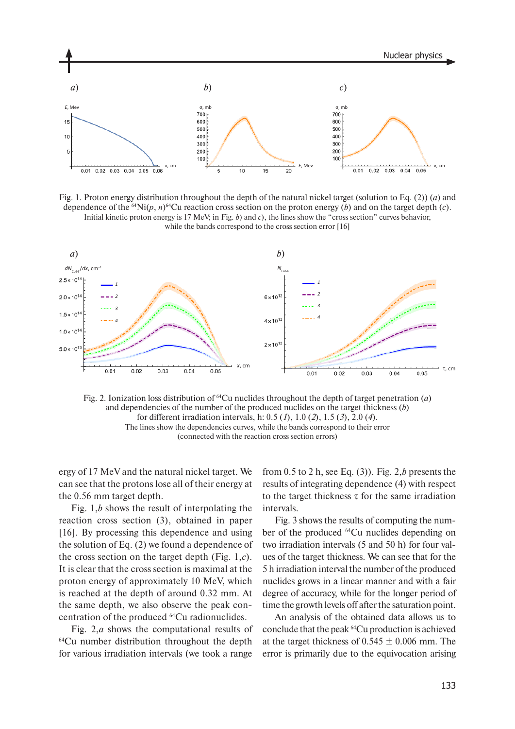a) b) c)

Fig. 1. Proton energy distribution throughout the depth of the natural nickel target (solution to Eq. (2)) (*a*) and dependence of the $^{64}$Ni($p$, $n$)$^{64}$Cu reaction cross section on the proton energy (*b*) and on the target depth (*c*). Initial kinetic proton energy is 17 MeV; in Fig. *b*) and *c*), the lines show the "cross section" curves behavior, while the bands correspond to the cross section error [16]

a) b)

Fig. 2. Ionization loss distribution of $^{64}$Cu nuclides throughout the depth of target penetration (*a*) and dependencies of the number of the produced nuclides on the target thickness (*b*) for different irradiation intervals, h: 0.5 (*1*), 1.0 (*2*), 1.5 (*3*), 2.0 (*4*). The lines show the dependencies curves, while the bands correspond to their error (connected with the reaction cross section errors)

ergy of 17 MeV and the natural nickel target. We can see that the protons lose all of their energy at the 0.56 mm target depth.

Fig. 1,*b* shows the result of interpolating the reaction cross section (3), obtained in paper [16]. By processing this dependence and using the solution of Eq. (2) we found a dependence of the cross section on the target depth (Fig. 1,*c*). It is clear that the cross section is maximal at the proton energy of approximately 10 MeV, which is reached at the depth of around 0.32 mm. At the same depth, we also observe the peak concentration of the produced $^{64}$Cu radionuclides.

Fig. 2,*a* shows the computational results of $^{64}$Cu number distribution throughout the depth for various irradiation intervals (we took a range from 0.5 to 2 h, see Eq. (3)). Fig. 2,*b* presents the results of integrating dependence (4) with respect to the target thickness $\tau$ for the same irradiation intervals.

Fig. 3 shows the results of computing the number of the produced $^{64}$Cu nuclides depending on two irradiation intervals (5 and 50 h) for four values of the target thickness. We can see that for the 5 h irradiation interval the number of the produced nuclides grows in a linear manner and with a fair degree of accuracy, while for the longer period of time the growth levels off after the saturation point.

An analysis of the obtained data allows us to conclude that the peak $^{64}$Cu production is achieved at the target thickness of 0.545 ± 0.006 mm. The error is primarily due to the equivocation arising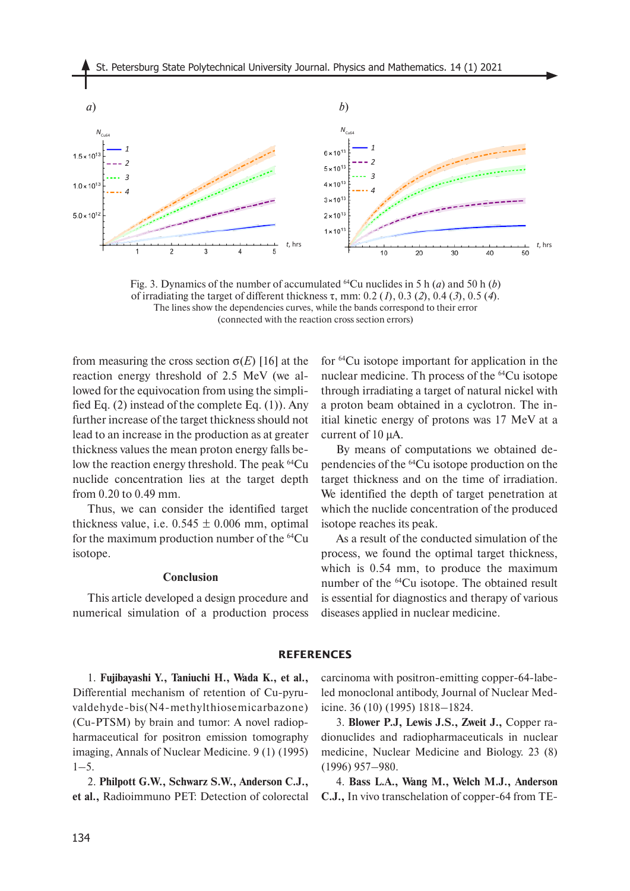Fig. 3. Dynamics of the number of accumulated $^{64}$Cu nuclides in 5 h (*a*) and 50 h (*b*) of irradiating the target of different thickness τ, mm: 0.2 (*1*), 0.3 (*2*), 0.4 (*3*), 0.5 (*4*). The lines show the dependencies curves, while the bands correspond to their error (connected with the reaction cross section errors)

from measuring the cross section σ(*E*) [16] at the reaction energy threshold of 2.5 MeV (we allowed for the equivocation from using the simplified Eq. (2) instead of the complete Eq. (1)). Any further increase of the target thickness should not lead to an increase in the production as at greater thickness values the mean proton energy falls below the reaction energy threshold. The peak $^{64}$Cu nuclide concentration lies at the target depth from 0.20 to 0.49 mm.

Thus, we can consider the identified target thickness value, i.e. 0.545 ± 0.006 mm, optimal for the maximum production number of the $^{64}$Cu isotope.

## Conclusion

This article developed a design procedure and numerical simulation of a production process for $^{64}$Cu isotope important for application in the nuclear medicine. Th process of the $^{64}$Cu isotope through irradiating a target of natural nickel with a proton beam obtained in a cyclotron. The initial kinetic energy of protons was 17 MeV at a current of 10 μA.

By means of computations we obtained dependencies of the $^{64}$Cu isotope production on the target thickness and on the time of irradiation. We identified the depth of target penetration at which the nuclide concentration of the produced isotope reaches its peak.

As a result of the conducted simulation of the process, we found the optimal target thickness, which is 0.54 mm, to produce the maximum number of the $^{64}$Cu isotope. The obtained result is essential for diagnostics and therapy of various diseases applied in nuclear medicine.

## REFERENCES

1. **Fujibayashi Y., Taniuchi H., Wada K., et al.,** Differential mechanism of retention of Cu-pyruvaldehyde-bis(N4-methylthiosemicarbazone) (Cu-PTSM) by brain and tumor: A novel radiopharmaceutical for positron emission tomography imaging, Annals of Nuclear Medicine. 9 (1) (1995) 1–5.

2. **Philpott G.W., Schwarz S.W., Anderson C.J., et al.,** Radioimmuno PET: Detection of colorectal carcinoma with positron-emitting copper-64-labeled monoclonal antibody, Journal of Nuclear Medicine. 36 (10) (1995) 1818–1824.

3. **Blower P.J, Lewis J.S., Zweit J.,** Copper radionuclides and radiopharmaceuticals in nuclear medicine, Nuclear Medicine and Biology. 23 (8) (1996) 957–980.

4. **Bass L.A., Wang M., Welch M.J., Anderson C.J.,** In vivo transchelation of copper-64 from TE-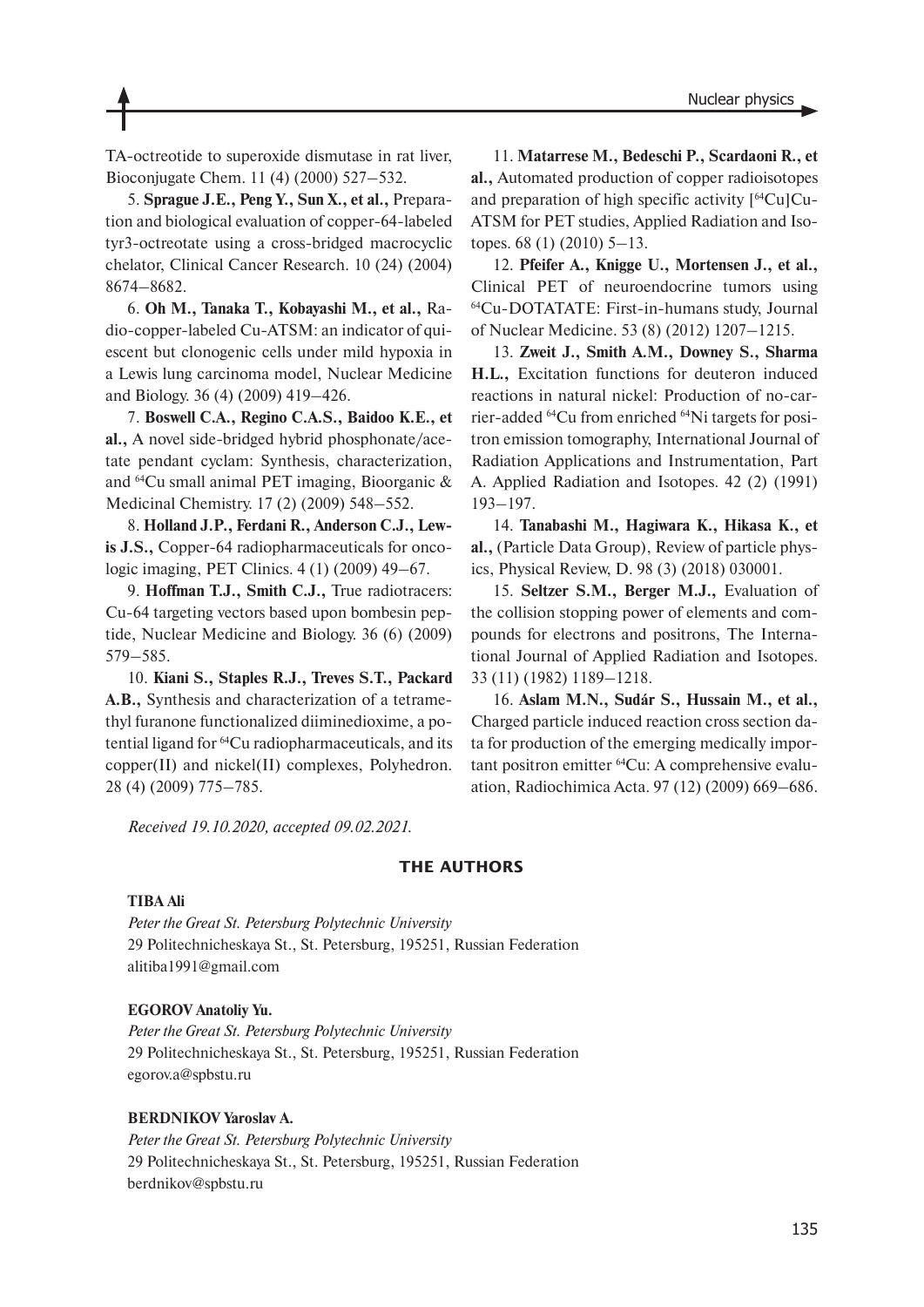TA-octreotide to superoxide dismutase in rat liver, Bioconjugate Chem. 11 (4) (2000) 527–532.

5. **Sprague J.E., Peng Y., Sun X., et al.,** Preparation and biological evaluation of copper-64-labeled tyr3-octreotate using a cross-bridged macrocyclic chelator, Clinical Cancer Research. 10 (24) (2004) 8674–8682.

6. **Oh M., Tanaka T., Kobayashi M., et al.,** Radio-copper-labeled Cu-ATSM: an indicator of quiescent but clonogenic cells under mild hypoxia in a Lewis lung carcinoma model, Nuclear Medicine and Biology. 36 (4) (2009) 419–426.

7. **Boswell C.A., Regino C.A.S., Baidoo K.E., et al.,** A novel side-bridged hybrid phosphonate/acetate pendant cyclam: Synthesis, characterization, and $^{64}$Cu small animal PET imaging, Bioorganic & Medicinal Chemistry. 17 (2) (2009) 548–552.

8. **Holland J.P., Ferdani R., Anderson C.J., Lewis J.S.,** Copper-64 radiopharmaceuticals for oncologic imaging, PET Clinics. 4 (1) (2009) 49–67.

9. **Hoffman T.J., Smith C.J.,** True radiotracers: Cu-64 targeting vectors based upon bombesin peptide, Nuclear Medicine and Biology. 36 (6) (2009) 579–585.

10. **Kiani S., Staples R.J., Treves S.T., Packard A.B.,** Synthesis and characterization of a tetramethyl furanone functionalized diiminedioxime, a potential ligand for $^{64}$Cu radiopharmaceuticals, and its copper(II) and nickel(II) complexes, Polyhedron. 28 (4) (2009) 775–785.

11. **Matarrese M., Bedeschi P., Scardaoni R., et al.,** Automated production of copper radioisotopes and preparation of high specific activity [$^{64}$Cu]Cu-ATSM for PET studies, Applied Radiation and Isotopes. 68 (1) (2010) 5–13.

12. **Pfeifer A., Knigge U., Mortensen J., et al.,** Clinical PET of neuroendocrine tumors using $^{64}$Cu-DOTATATE: First-in-humans study, Journal of Nuclear Medicine. 53 (8) (2012) 1207–1215.

13. **Zweit J., Smith A.M., Downey S., Sharma H.L.,** Excitation functions for deuteron induced reactions in natural nickel: Production of no-carrier-added $^{64}$Cu from enriched $^{64}$Ni targets for positron emission tomography, International Journal of Radiation Applications and Instrumentation, Part A. Applied Radiation and Isotopes. 42 (2) (1991) 193–197.

14. **Tanabashi M., Hagiwara K., Hikasa K., et al.,** (Particle Data Group), Review of particle physics, Physical Review, D. 98 (3) (2018) 030001.

15. **Seltzer S.M., Berger M.J.,** Evaluation of the collision stopping power of elements and compounds for electrons and positrons, The International Journal of Applied Radiation and Isotopes. 33 (11) (1982) 1189–1218.

16. **Aslam M.N., Sudár S., Hussain M., et al.,** Charged particle induced reaction cross section data for production of the emerging medically important positron emitter $^{64}$Cu: A comprehensive evaluation, Radiochimica Acta. 97 (12) (2009) 669–686.

*Received 19.10.2020, accepted 09.02.2021.*

## THE AUTHORS

**TIBA Ali**

*Peter the Great St. Petersburg Polytechnic University*
29 Politechnicheskaya St., St. Petersburg, 195251, Russian Federation
alitiba1991@gmail.com

**EGOROV Anatoliy Yu.**

*Peter the Great St. Petersburg Polytechnic University*
29 Politechnicheskaya St., St. Petersburg, 195251, Russian Federation
egorov.a@spbstu.ru

**BERDNIKOV Yaroslav A.**

*Peter the Great St. Petersburg Polytechnic University*
29 Politechnicheskaya St., St. Petersburg, 195251, Russian Federation
berdnikov@spbstu.ru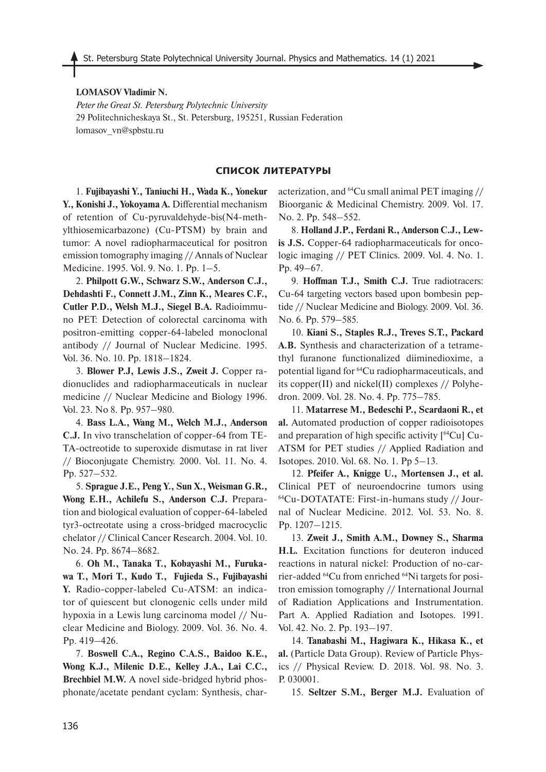**LOMASOV Vladimir N.**

*Peter the Great St. Petersburg Polytechnic University*

29 Politechnicheskaya St., St. Petersburg, 195251, Russian Federation

lomasov_vn@spbstu.ru

## СПИСОК ЛИТЕРАТУРЫ

1. **Fujibayashi Y., Taniuchi H., Wada K., Yonekur Y., Konishi J., Yokoyama A.** Differential mechanism of retention of Cu-pyruvaldehyde-bis(N4-methylthiosemicarbazone) (Cu-PTSM) by brain and tumor: A novel radiopharmaceutical for positron emission tomography imaging // Annals of Nuclear Medicine. 1995. Vol. 9. No. 1. Pp. 1–5.

2. **Philpott G.W., Schwarz S.W., Anderson C.J., Dehdashti F., Connett J.M., Zinn K., Meares C.F., Cutler P.D., Welsh M.J., Siegel B.A.** Radioimmuno PET: Detection of colorectal carcinoma with positron-emitting copper-64-labeled monoclonal antibody // Journal of Nuclear Medicine. 1995. Vol. 36. No. 10. Pp. 1818–1824.

3. **Blower P.J, Lewis J.S., Zweit J.** Copper radionuclides and radiopharmaceuticals in nuclear medicine // Nuclear Medicine and Biology 1996. Vol. 23. No 8. Pp. 957–980.

4. **Bass L.A., Wang M., Welch M.J., Anderson C.J.** In vivo transchelation of copper-64 from TETA-octreotide to superoxide dismutase in rat liver // Bioconjugate Chemistry. 2000. Vol. 11. No. 4. Pp. 527–532.

5. **Sprague J.E., Peng Y., Sun X., Weisman G.R., Wong E.H., Achilefu S., Anderson C.J.** Preparation and biological evaluation of copper-64-labeled tyr3-octreotate using a cross-bridged macrocyclic chelator // Clinical Cancer Research. 2004. Vol. 10. No. 24. Pp. 8674–8682.

6. **Oh M., Tanaka T., Kobayashi M., Furukawa T., Mori T., Kudo T., Fujieda S., Fujibayashi Y.** Radio-copper-labeled Cu-ATSM: an indicator of quiescent but clonogenic cells under mild hypoxia in a Lewis lung carcinoma model // Nuclear Medicine and Biology. 2009. Vol. 36. No. 4. Pp. 419–426.

7. **Boswell C.A., Regino C.A.S., Baidoo K.E., Wong K.J., Milenic D.E., Kelley J.A., Lai C.C., Brechbiel M.W.** A novel side-bridged hybrid phosphonate/acetate pendant cyclam: Synthesis, characterization, and $^{64}$Cu small animal PET imaging // Bioorganic & Medicinal Chemistry. 2009. Vol. 17. No. 2. Pp. 548–552.

8. **Holland J.P., Ferdani R., Anderson C.J., Lewis J.S.** Copper-64 radiopharmaceuticals for oncologic imaging // PET Clinics. 2009. Vol. 4. No. 1. Pp. 49–67.

9. **Hoffman T.J., Smith C.J.** True radiotracers: Cu-64 targeting vectors based upon bombesin peptide // Nuclear Medicine and Biology. 2009. Vol. 36. No. 6. Pp. 579–585.

10. **Kiani S., Staples R.J., Treves S.T., Packard A.B.** Synthesis and characterization of a tetramethyl furanone functionalized diiminedioxime, a potential ligand for $^{64}$Cu radiopharmaceuticals, and its copper(II) and nickel(II) complexes // Polyhedron. 2009. Vol. 28. No. 4. Pp. 775–785.

11. **Matarrese M., Bedeschi P., Scardaoni R., et al.** Automated production of copper radioisotopes and preparation of high specific activity [$^{64}$Cu] Cu-ATSM for PET studies // Applied Radiation and Isotopes. 2010. Vol. 68. No. 1. Pp 5–13.

12. **Pfeifer A., Knigge U., Mortensen J., et al.** Clinical PET of neuroendocrine tumors using $^{64}$Cu-DOTATATE: First-in-humans study // Journal of Nuclear Medicine. 2012. Vol. 53. No. 8. Pp. 1207–1215.

13. **Zweit J., Smith A.M., Downey S., Sharma H.L.** Excitation functions for deuteron induced reactions in natural nickel: Production of no-carrier-added $^{64}$Cu from enriched $^{64}$Ni targets for positron emission tomography // International Journal of Radiation Applications and Instrumentation. Part A. Applied Radiation and Isotopes. 1991. Vol. 42. No. 2. Pp. 193–197.

14. **Tanabashi M., Hagiwara K., Hikasa K., et al.** (Particle Data Group). Review of Particle Physics // Physical Review. D. 2018. Vol. 98. No. 3. P. 030001.

15. **Seltzer S.M., Berger M.J.** Evaluation of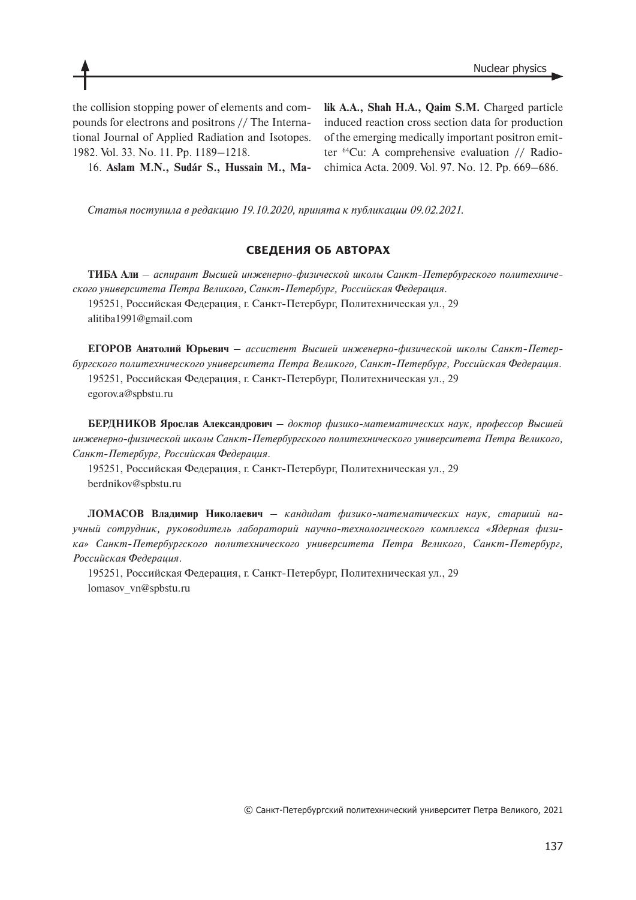the collision stopping power of elements and compounds for electrons and positrons // The International Journal of Applied Radiation and Isotopes. 1982. Vol. 33. No. 11. Pp. 1189–1218.

16. **Aslam M.N., Sudár S., Hussain M., Malik A.A., Shah H.A., Qaim S.M.** Charged particle induced reaction cross section data for production of the emerging medically important positron emitter $^{64}$Cu: A comprehensive evaluation // Radiochimica Acta. 2009. Vol. 97. No. 12. Pp. 669–686.

*Статья поступила в редакцию 19.10.2020, принята к публикации 09.02.2021.*

## СВЕДЕНИЯ ОБ АВТОРАХ

**ТИБА Али** – *аспирант Высшей инженерно-физической школы Санкт-Петербургского политехнического университета Петра Великого, Санкт-Петербург, Российская Федерация.*

195251, Российская Федерация, г. Санкт-Петербург, Политехническая ул., 29
alitiba1991@gmail.com

**ЕГОРОВ Анатолий Юрьевич** – *ассистент Высшей инженерно-физической школы Санкт-Петербургского политехнического университета Петра Великого, Санкт-Петербург, Российская Федерация.*

195251, Российская Федерация, г. Санкт-Петербург, Политехническая ул., 29
egorov.a@spbstu.ru

**БЕРДНИКОВ Ярослав Александрович** – *доктор физико-математических наук, профессор Высшей инженерно-физической школы Санкт-Петербургского политехнического университета Петра Великого, Санкт-Петербург, Российская Федерация.*

195251, Российская Федерация, г. Санкт-Петербург, Политехническая ул., 29
berdnikov@spbstu.ru

**ЛОМАСОВ Владимир Николаевич** – *кандидат физико-математических наук, старший научный сотрудник, руководитель лабораторий научно-технологического комплекса «Ядерная физика» Санкт-Петербургского политехнического университета Петра Великого, Санкт-Петербург, Российская Федерация.*

195251, Российская Федерация, г. Санкт-Петербург, Политехническая ул., 29
lomasov_vn@spbstu.ru

© Санкт-Петербургский политехнический университет Петра Великого, 2021